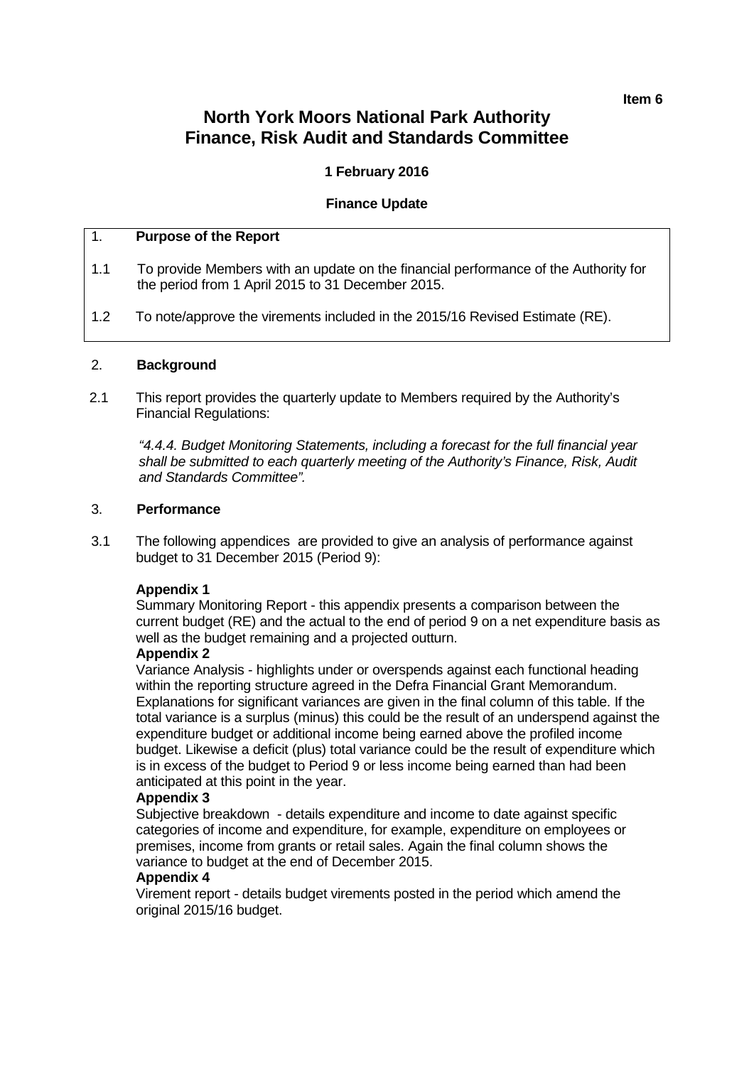**Item 6**

# North York Moors National Park Authority
# Finance, Risk Audit and Standards Committee

**1 February 2016**

**Finance Update**

## 1. Purpose of the Report

1.1 To provide Members with an update on the financial performance of the Authority for the period from 1 April 2015 to 31 December 2015.

1.2 To note/approve the virements included in the 2015/16 Revised Estimate (RE).

## 2. Background

2.1 This report provides the quarterly update to Members required by the Authority's Financial Regulations:

*"4.4.4. Budget Monitoring Statements, including a forecast for the full financial year shall be submitted to each quarterly meeting of the Authority's Finance, Risk, Audit and Standards Committee".*

## 3. Performance

3.1 The following appendices are provided to give an analysis of performance against budget to 31 December 2015 (Period 9):

**Appendix 1**
Summary Monitoring Report - this appendix presents a comparison between the current budget (RE) and the actual to the end of period 9 on a net expenditure basis as well as the budget remaining and a projected outturn.

**Appendix 2**
Variance Analysis - highlights under or overspends against each functional heading within the reporting structure agreed in the Defra Financial Grant Memorandum. Explanations for significant variances are given in the final column of this table. If the total variance is a surplus (minus) this could be the result of an underspend against the expenditure budget or additional income being earned above the profiled income budget. Likewise a deficit (plus) total variance could be the result of expenditure which is in excess of the budget to Period 9 or less income being earned than had been anticipated at this point in the year.

**Appendix 3**
Subjective breakdown - details expenditure and income to date against specific categories of income and expenditure, for example, expenditure on employees or premises, income from grants or retail sales. Again the final column shows the variance to budget at the end of December 2015.

**Appendix 4**
Virement report - details budget virements posted in the period which amend the original 2015/16 budget.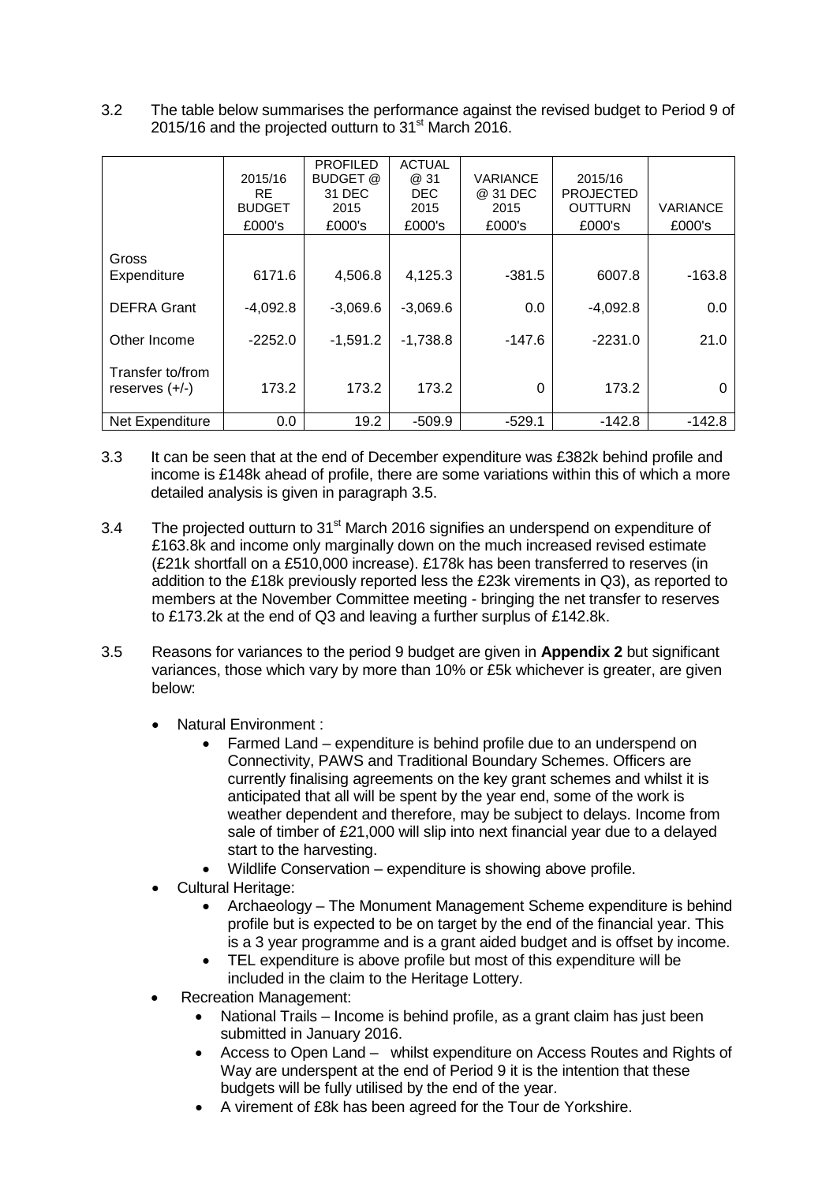3.2 The table below summarises the performance against the revised budget to Period 9 of 2015/16 and the projected outturn to 31st March 2016.

| | 2015/16 RE BUDGET £000's | PROFILED BUDGET @ 31 DEC 2015 £000's | ACTUAL @ 31 DEC 2015 £000's | VARIANCE @ 31 DEC 2015 £000's | 2015/16 PROJECTED OUTTURN £000's | VARIANCE £000's |
|---|---|---|---|---|---|---|
| Gross Expenditure | 6171.6 | 4,506.8 | 4,125.3 | -381.5 | 6007.8 | -163.8 |
| DEFRA Grant | -4,092.8 | -3,069.6 | -3,069.6 | 0.0 | -4,092.8 | 0.0 |
| Other Income | -2252.0 | -1,591.2 | -1,738.8 | -147.6 | -2231.0 | 21.0 |
| Transfer to/from reserves (+/-) | 173.2 | 173.2 | 173.2 | 0 | 173.2 | 0 |
| Net Expenditure | 0.0 | 19.2 | -509.9 | -529.1 | -142.8 | -142.8 |

3.3 It can be seen that at the end of December expenditure was £382k behind profile and income is £148k ahead of profile, there are some variations within this of which a more detailed analysis is given in paragraph 3.5.

3.4 The projected outturn to 31st March 2016 signifies an underspend on expenditure of £163.8k and income only marginally down on the much increased revised estimate (£21k shortfall on a £510,000 increase). £178k has been transferred to reserves (in addition to the £18k previously reported less the £23k virements in Q3), as reported to members at the November Committee meeting - bringing the net transfer to reserves to £173.2k at the end of Q3 and leaving a further surplus of £142.8k.

3.5 Reasons for variances to the period 9 budget are given in **Appendix 2** but significant variances, those which vary by more than 10% or £5k whichever is greater, are given below:

- Natural Environment :
  - Farmed Land – expenditure is behind profile due to an underspend on Connectivity, PAWS and Traditional Boundary Schemes. Officers are currently finalising agreements on the key grant schemes and whilst it is anticipated that all will be spent by the year end, some of the work is weather dependent and therefore, may be subject to delays. Income from sale of timber of £21,000 will slip into next financial year due to a delayed start to the harvesting.
  - Wildlife Conservation – expenditure is showing above profile.
- Cultural Heritage:
  - Archaeology – The Monument Management Scheme expenditure is behind profile but is expected to be on target by the end of the financial year. This is a 3 year programme and is a grant aided budget and is offset by income.
  - TEL expenditure is above profile but most of this expenditure will be included in the claim to the Heritage Lottery.
- Recreation Management:
  - National Trails – Income is behind profile, as a grant claim has just been submitted in January 2016.
  - Access to Open Land – whilst expenditure on Access Routes and Rights of Way are underspent at the end of Period 9 it is the intention that these budgets will be fully utilised by the end of the year.
  - A virement of £8k has been agreed for the Tour de Yorkshire.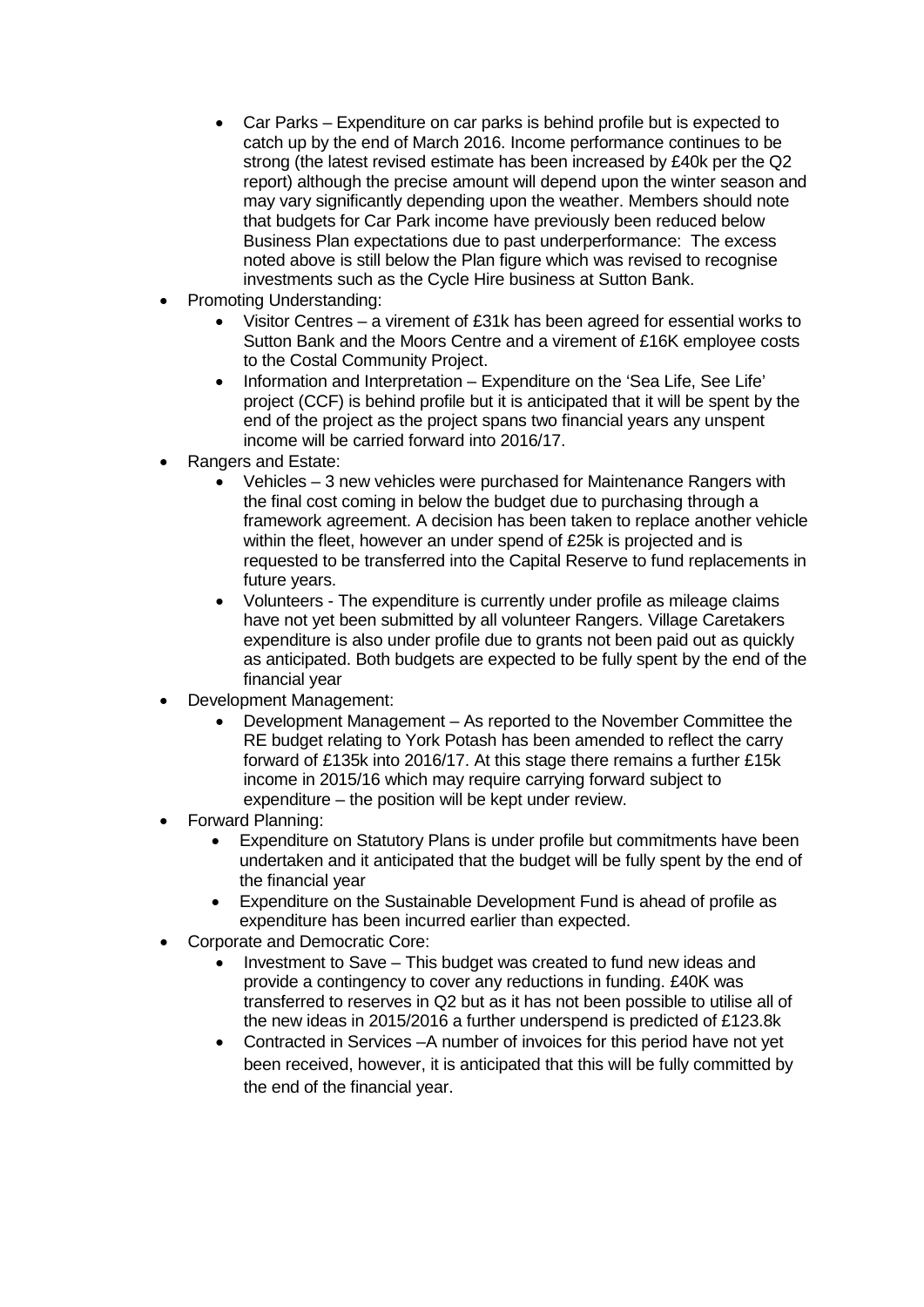- Car Parks – Expenditure on car parks is behind profile but is expected to catch up by the end of March 2016. Income performance continues to be strong (the latest revised estimate has been increased by £40k per the Q2 report) although the precise amount will depend upon the winter season and may vary significantly depending upon the weather. Members should note that budgets for Car Park income have previously been reduced below Business Plan expectations due to past underperformance: The excess noted above is still below the Plan figure which was revised to recognise investments such as the Cycle Hire business at Sutton Bank.

- Promoting Understanding:
  - Visitor Centres – a virement of £31k has been agreed for essential works to Sutton Bank and the Moors Centre and a virement of £16K employee costs to the Costal Community Project.
  - Information and Interpretation – Expenditure on the 'Sea Life, See Life' project (CCF) is behind profile but it is anticipated that it will be spent by the end of the project as the project spans two financial years any unspent income will be carried forward into 2016/17.
- Rangers and Estate:
  - Vehicles – 3 new vehicles were purchased for Maintenance Rangers with the final cost coming in below the budget due to purchasing through a framework agreement. A decision has been taken to replace another vehicle within the fleet, however an under spend of £25k is projected and is requested to be transferred into the Capital Reserve to fund replacements in future years.
  - Volunteers - The expenditure is currently under profile as mileage claims have not yet been submitted by all volunteer Rangers. Village Caretakers expenditure is also under profile due to grants not been paid out as quickly as anticipated. Both budgets are expected to be fully spent by the end of the financial year
- Development Management:
  - Development Management – As reported to the November Committee the RE budget relating to York Potash has been amended to reflect the carry forward of £135k into 2016/17. At this stage there remains a further £15k income in 2015/16 which may require carrying forward subject to expenditure – the position will be kept under review.
- Forward Planning:
  - Expenditure on Statutory Plans is under profile but commitments have been undertaken and it anticipated that the budget will be fully spent by the end of the financial year
  - Expenditure on the Sustainable Development Fund is ahead of profile as expenditure has been incurred earlier than expected.
- Corporate and Democratic Core:
  - Investment to Save – This budget was created to fund new ideas and provide a contingency to cover any reductions in funding. £40K was transferred to reserves in Q2 but as it has not been possible to utilise all of the new ideas in 2015/2016 a further underspend is predicted of £123.8k
  - Contracted in Services –A number of invoices for this period have not yet been received, however, it is anticipated that this will be fully committed by the end of the financial year.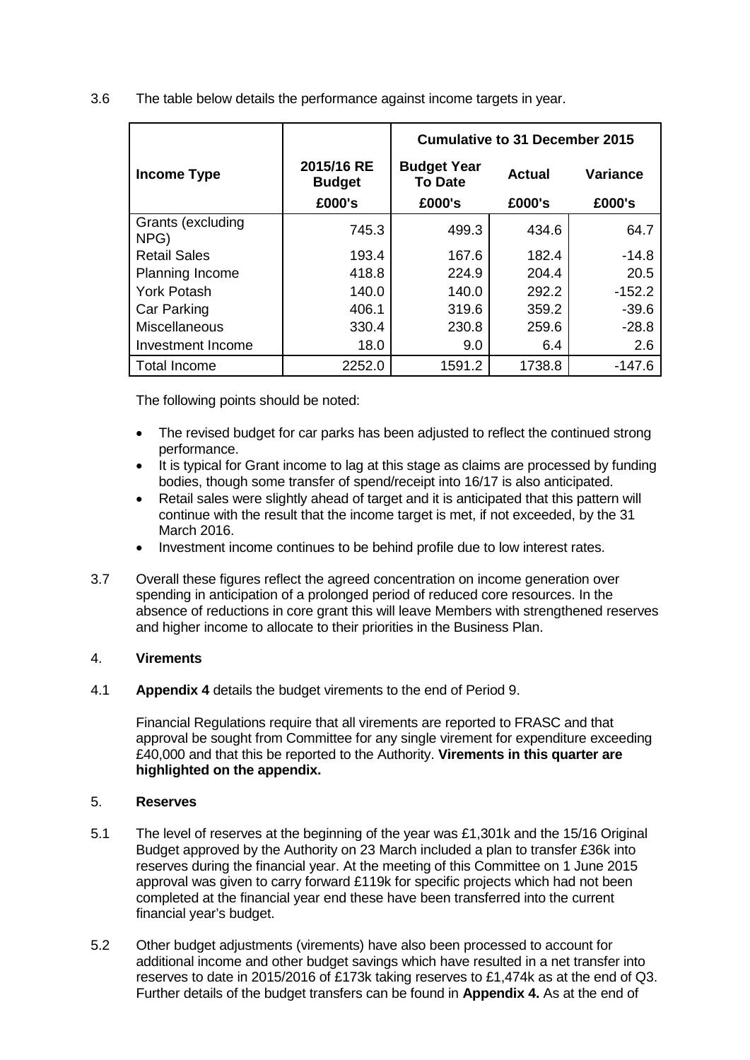3.6 The table below details the performance against income targets in year.

| Income Type | 2015/16 RE Budget | Cumulative to 31 December 2015 | | |
|---|---|---|---|---|
| | | Budget Year To Date | Actual | Variance |
| | £000's | £000's | £000's | £000's |
| Grants (excluding NPG) | 745.3 | 499.3 | 434.6 | 64.7 |
| Retail Sales | 193.4 | 167.6 | 182.4 | -14.8 |
| Planning Income | 418.8 | 224.9 | 204.4 | 20.5 |
| York Potash | 140.0 | 140.0 | 292.2 | -152.2 |
| Car Parking | 406.1 | 319.6 | 359.2 | -39.6 |
| Miscellaneous | 330.4 | 230.8 | 259.6 | -28.8 |
| Investment Income | 18.0 | 9.0 | 6.4 | 2.6 |
| Total Income | 2252.0 | 1591.2 | 1738.8 | -147.6 |

The following points should be noted:

- The revised budget for car parks has been adjusted to reflect the continued strong performance.
- It is typical for Grant income to lag at this stage as claims are processed by funding bodies, though some transfer of spend/receipt into 16/17 is also anticipated.
- Retail sales were slightly ahead of target and it is anticipated that this pattern will continue with the result that the income target is met, if not exceeded, by the 31 March 2016.
- Investment income continues to be behind profile due to low interest rates.

3.7 Overall these figures reflect the agreed concentration on income generation over spending in anticipation of a prolonged period of reduced core resources. In the absence of reductions in core grant this will leave Members with strengthened reserves and higher income to allocate to their priorities in the Business Plan.

## 4. Virements

4.1 **Appendix 4** details the budget virements to the end of Period 9.

Financial Regulations require that all virements are reported to FRASC and that approval be sought from Committee for any single virement for expenditure exceeding £40,000 and that this be reported to the Authority. **Virements in this quarter are highlighted on the appendix.**

## 5. Reserves

5.1 The level of reserves at the beginning of the year was £1,301k and the 15/16 Original Budget approved by the Authority on 23 March included a plan to transfer £36k into reserves during the financial year. At the meeting of this Committee on 1 June 2015 approval was given to carry forward £119k for specific projects which had not been completed at the financial year end these have been transferred into the current financial year's budget.

5.2 Other budget adjustments (virements) have also been processed to account for additional income and other budget savings which have resulted in a net transfer into reserves to date in 2015/2016 of £173k taking reserves to £1,474k as at the end of Q3. Further details of the budget transfers can be found in **Appendix 4.** As at the end of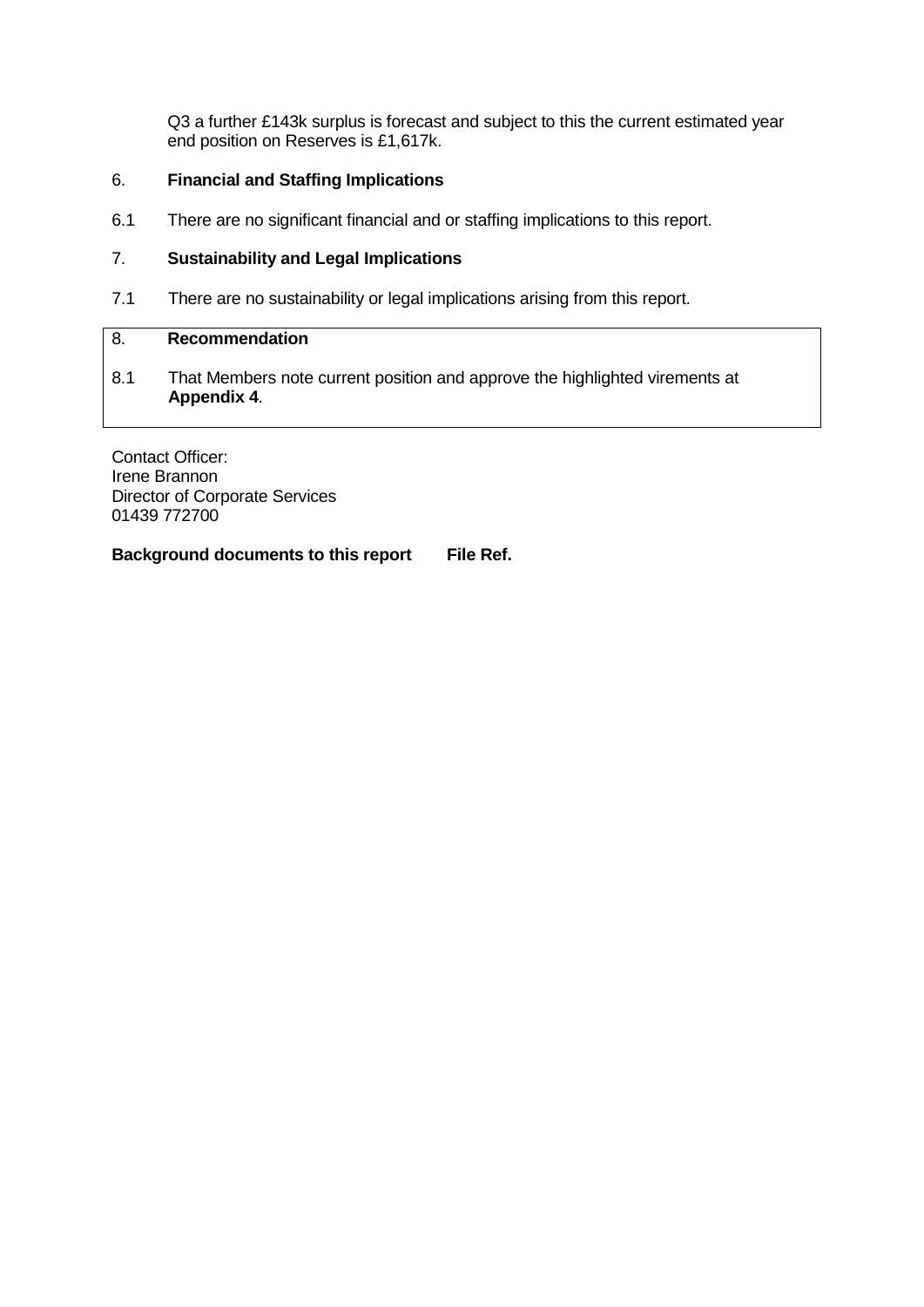Q3 a further £143k surplus is forecast and subject to this the current estimated year end position on Reserves is £1,617k.

## 6. Financial and Staffing Implications

6.1 There are no significant financial and or staffing implications to this report.

## 7. Sustainability and Legal Implications

7.1 There are no sustainability or legal implications arising from this report.

## 8. Recommendation

8.1 That Members note current position and approve the highlighted virements at **Appendix 4**.

Contact Officer:
Irene Brannon
Director of Corporate Services
01439 772700

**Background documents to this report    File Ref.**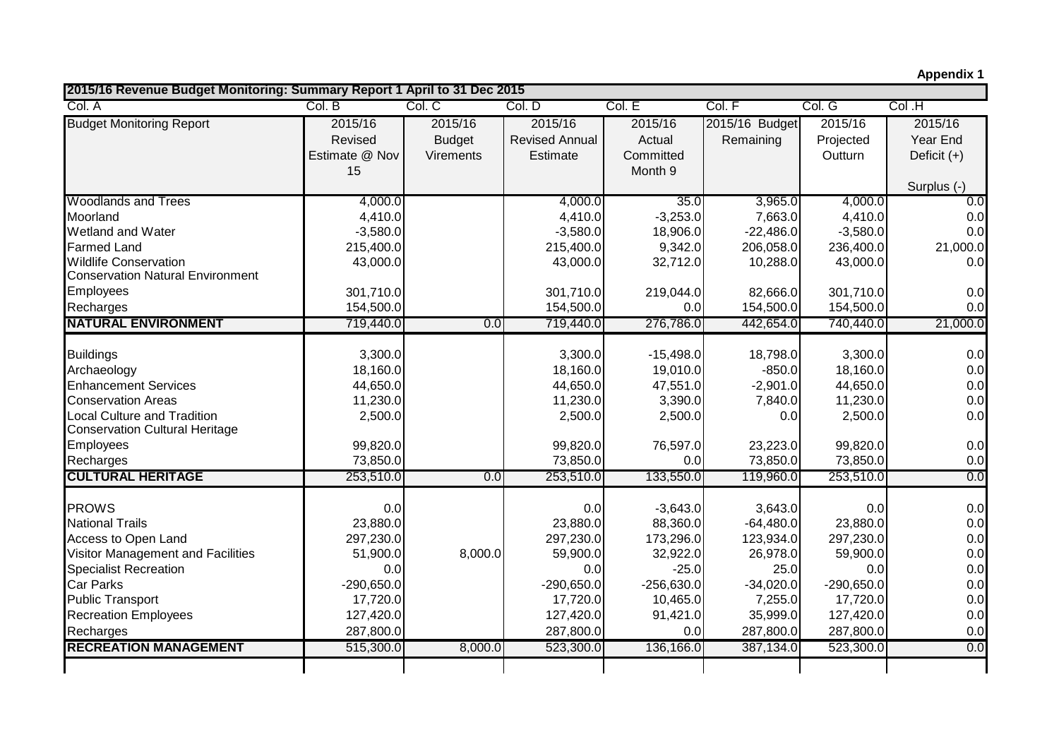**Appendix 1**

| 2015/16 Revenue Budget Monitoring: Summary Report 1 April to 31 Dec 2015 | | | | | | | |
|---|---|---|---|---|---|---|---|
| Col. A | Col. B | Col. C | Col. D | Col. E | Col. F | Col. G | Col .H |
| Budget Monitoring Report | 2015/16 Revised Estimate @ Nov 15 | 2015/16 Budget Virements | 2015/16 Revised Annual Estimate | 2015/16 Actual Committed Month 9 | 2015/16 Budget Remaining | 2015/16 Projected Outturn | 2015/16 Year End Deficit (+) Surplus (-) |
| Woodlands and Trees | 4,000.0 | | 4,000.0 | 35.0 | 3,965.0 | 4,000.0 | 0.0 |
| Moorland | 4,410.0 | | 4,410.0 | -3,253.0 | 7,663.0 | 4,410.0 | 0.0 |
| Wetland and Water | -3,580.0 | | -3,580.0 | 18,906.0 | -22,486.0 | -3,580.0 | 0.0 |
| Farmed Land | 215,400.0 | | 215,400.0 | 9,342.0 | 206,058.0 | 236,400.0 | 21,000.0 |
| Wildlife Conservation | 43,000.0 | | 43,000.0 | 32,712.0 | 10,288.0 | 43,000.0 | 0.0 |
| Conservation Natural Environment Employees | 301,710.0 | | 301,710.0 | 219,044.0 | 82,666.0 | 301,710.0 | 0.0 |
| Recharges | 154,500.0 | | 154,500.0 | 0.0 | 154,500.0 | 154,500.0 | 0.0 |
| **NATURAL ENVIRONMENT** | 719,440.0 | 0.0 | 719,440.0 | 276,786.0 | 442,654.0 | 740,440.0 | 21,000.0 |
| | | | | | | | |
| Buildings | 3,300.0 | | 3,300.0 | -15,498.0 | 18,798.0 | 3,300.0 | 0.0 |
| Archaeology | 18,160.0 | | 18,160.0 | 19,010.0 | -850.0 | 18,160.0 | 0.0 |
| Enhancement Services | 44,650.0 | | 44,650.0 | 47,551.0 | -2,901.0 | 44,650.0 | 0.0 |
| Conservation Areas | 11,230.0 | | 11,230.0 | 3,390.0 | 7,840.0 | 11,230.0 | 0.0 |
| Local Culture and Tradition | 2,500.0 | | 2,500.0 | 2,500.0 | 0.0 | 2,500.0 | 0.0 |
| Conservation Cultural Heritage Employees | 99,820.0 | | 99,820.0 | 76,597.0 | 23,223.0 | 99,820.0 | 0.0 |
| Recharges | 73,850.0 | | 73,850.0 | 0.0 | 73,850.0 | 73,850.0 | 0.0 |
| **CULTURAL HERITAGE** | 253,510.0 | 0.0 | 253,510.0 | 133,550.0 | 119,960.0 | 253,510.0 | 0.0 |
| | | | | | | | |
| PROWS | 0.0 | | 0.0 | -3,643.0 | 3,643.0 | 0.0 | 0.0 |
| National Trails | 23,880.0 | | 23,880.0 | 88,360.0 | -64,480.0 | 23,880.0 | 0.0 |
| Access to Open Land | 297,230.0 | | 297,230.0 | 173,296.0 | 123,934.0 | 297,230.0 | 0.0 |
| Visitor Management and Facilities | 51,900.0 | 8,000.0 | 59,900.0 | 32,922.0 | 26,978.0 | 59,900.0 | 0.0 |
| Specialist Recreation | 0.0 | | 0.0 | -25.0 | 25.0 | 0.0 | 0.0 |
| Car Parks | -290,650.0 | | -290,650.0 | -256,630.0 | -34,020.0 | -290,650.0 | 0.0 |
| Public Transport | 17,720.0 | | 17,720.0 | 10,465.0 | 7,255.0 | 17,720.0 | 0.0 |
| Recreation Employees | 127,420.0 | | 127,420.0 | 91,421.0 | 35,999.0 | 127,420.0 | 0.0 |
| Recharges | 287,800.0 | | 287,800.0 | 0.0 | 287,800.0 | 287,800.0 | 0.0 |
| **RECREATION MANAGEMENT** | 515,300.0 | 8,000.0 | 523,300.0 | 136,166.0 | 387,134.0 | 523,300.0 | 0.0 |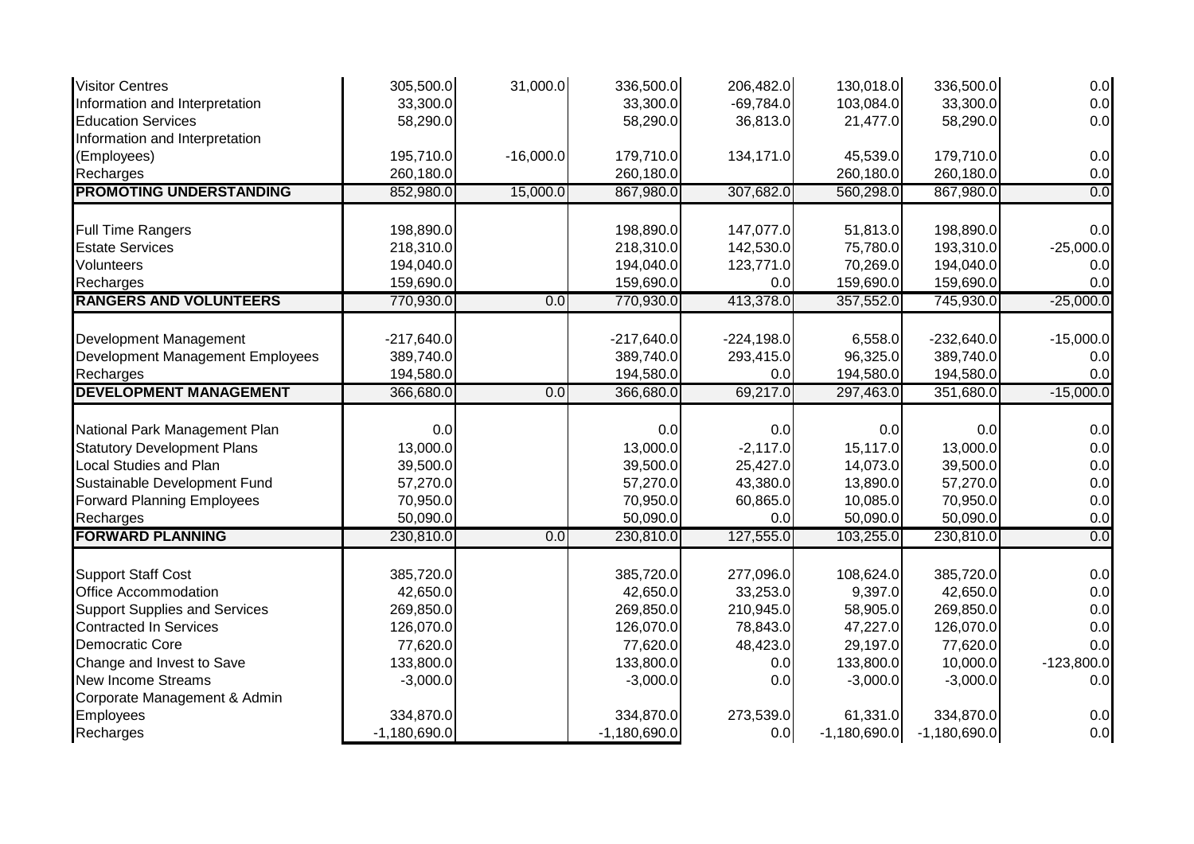| | | | | | | | |
|---|---|---|---|---|---|---|---|
| Visitor Centres | 305,500.0 | 31,000.0 | 336,500.0 | 206,482.0 | 130,018.0 | 336,500.0 | 0.0 |
| Information and Interpretation | 33,300.0 | | 33,300.0 | -69,784.0 | 103,084.0 | 33,300.0 | 0.0 |
| Education Services | 58,290.0 | | 58,290.0 | 36,813.0 | 21,477.0 | 58,290.0 | 0.0 |
| Information and Interpretation (Employees) | 195,710.0 | -16,000.0 | 179,710.0 | 134,171.0 | 45,539.0 | 179,710.0 | 0.0 |
| Recharges | 260,180.0 | | 260,180.0 | | 260,180.0 | 260,180.0 | 0.0 |
| **PROMOTING UNDERSTANDING** | 852,980.0 | 15,000.0 | 867,980.0 | 307,682.0 | 560,298.0 | 867,980.0 | 0.0 |
| | | | | | | | |
| Full Time Rangers | 198,890.0 | | 198,890.0 | 147,077.0 | 51,813.0 | 198,890.0 | 0.0 |
| Estate Services | 218,310.0 | | 218,310.0 | 142,530.0 | 75,780.0 | 193,310.0 | -25,000.0 |
| Volunteers | 194,040.0 | | 194,040.0 | 123,771.0 | 70,269.0 | 194,040.0 | 0.0 |
| Recharges | 159,690.0 | | 159,690.0 | 0.0 | 159,690.0 | 159,690.0 | 0.0 |
| **RANGERS AND VOLUNTEERS** | 770,930.0 | 0.0 | 770,930.0 | 413,378.0 | 357,552.0 | 745,930.0 | -25,000.0 |
| | | | | | | | |
| Development Management | -217,640.0 | | -217,640.0 | -224,198.0 | 6,558.0 | -232,640.0 | -15,000.0 |
| Development Management Employees | 389,740.0 | | 389,740.0 | 293,415.0 | 96,325.0 | 389,740.0 | 0.0 |
| Recharges | 194,580.0 | | 194,580.0 | 0.0 | 194,580.0 | 194,580.0 | 0.0 |
| **DEVELOPMENT MANAGEMENT** | 366,680.0 | 0.0 | 366,680.0 | 69,217.0 | 297,463.0 | 351,680.0 | -15,000.0 |
| | | | | | | | |
| National Park Management Plan | 0.0 | | 0.0 | 0.0 | 0.0 | 0.0 | 0.0 |
| Statutory Development Plans | 13,000.0 | | 13,000.0 | -2,117.0 | 15,117.0 | 13,000.0 | 0.0 |
| Local Studies and Plan | 39,500.0 | | 39,500.0 | 25,427.0 | 14,073.0 | 39,500.0 | 0.0 |
| Sustainable Development Fund | 57,270.0 | | 57,270.0 | 43,380.0 | 13,890.0 | 57,270.0 | 0.0 |
| Forward Planning Employees | 70,950.0 | | 70,950.0 | 60,865.0 | 10,085.0 | 70,950.0 | 0.0 |
| Recharges | 50,090.0 | | 50,090.0 | 0.0 | 50,090.0 | 50,090.0 | 0.0 |
| **FORWARD PLANNING** | 230,810.0 | 0.0 | 230,810.0 | 127,555.0 | 103,255.0 | 230,810.0 | 0.0 |
| | | | | | | | |
| Support Staff Cost | 385,720.0 | | 385,720.0 | 277,096.0 | 108,624.0 | 385,720.0 | 0.0 |
| Office Accommodation | 42,650.0 | | 42,650.0 | 33,253.0 | 9,397.0 | 42,650.0 | 0.0 |
| Support Supplies and Services | 269,850.0 | | 269,850.0 | 210,945.0 | 58,905.0 | 269,850.0 | 0.0 |
| Contracted In Services | 126,070.0 | | 126,070.0 | 78,843.0 | 47,227.0 | 126,070.0 | 0.0 |
| Democratic Core | 77,620.0 | | 77,620.0 | 48,423.0 | 29,197.0 | 77,620.0 | 0.0 |
| Change and Invest to Save | 133,800.0 | | 133,800.0 | 0.0 | 133,800.0 | 10,000.0 | -123,800.0 |
| New Income Streams | -3,000.0 | | -3,000.0 | 0.0 | -3,000.0 | -3,000.0 | 0.0 |
| Corporate Management & Admin Employees | 334,870.0 | | 334,870.0 | 273,539.0 | 61,331.0 | 334,870.0 | 0.0 |
| Recharges | -1,180,690.0 | | -1,180,690.0 | 0.0 | -1,180,690.0 | -1,180,690.0 | 0.0 |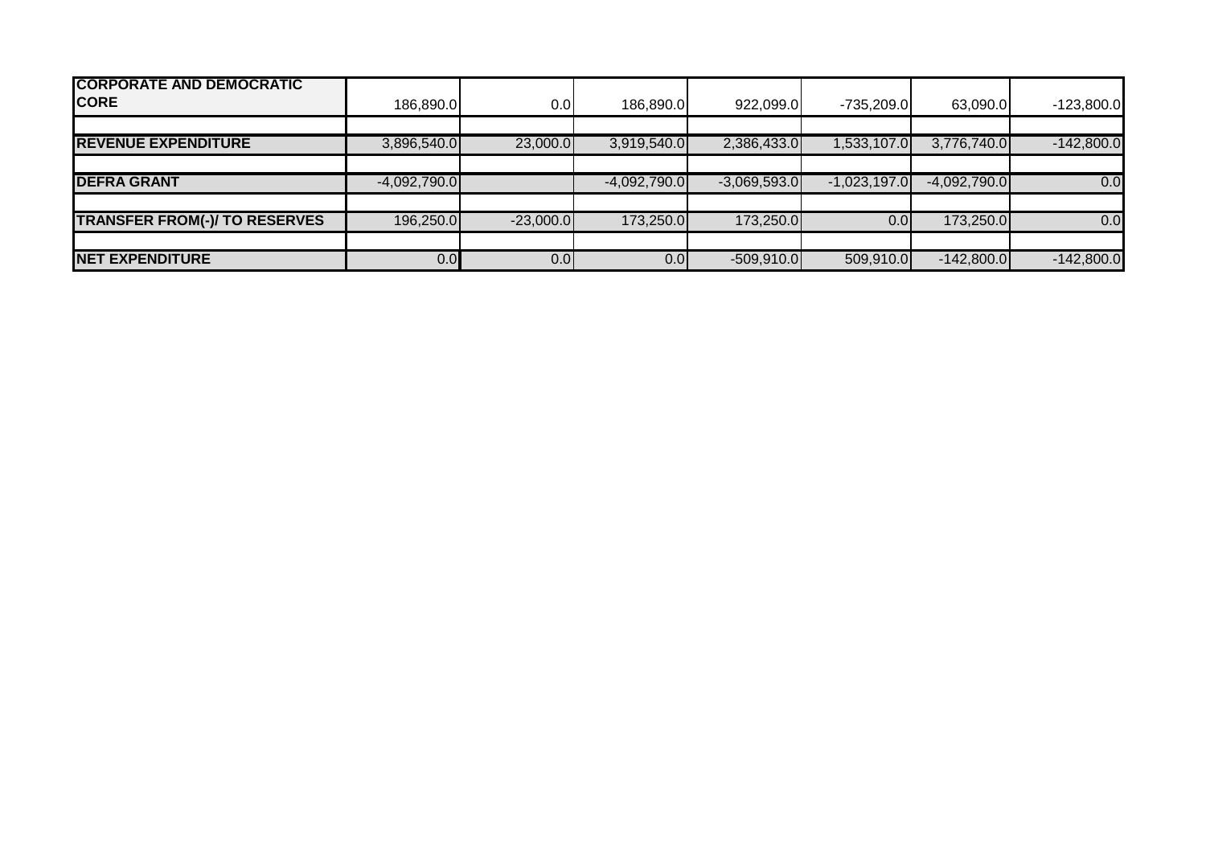| | | | | | | | |
|---|---|---|---|---|---|---|---|
| **CORPORATE AND DEMOCRATIC CORE** | 186,890.0 | 0.0 | 186,890.0 | 922,099.0 | -735,209.0 | 63,090.0 | -123,800.0 |
| | | | | | | | |
| **REVENUE EXPENDITURE** | 3,896,540.0 | 23,000.0 | 3,919,540.0 | 2,386,433.0 | 1,533,107.0 | 3,776,740.0 | -142,800.0 |
| | | | | | | | |
| **DEFRA GRANT** | -4,092,790.0 | | -4,092,790.0 | -3,069,593.0 | -1,023,197.0 | -4,092,790.0 | 0.0 |
| | | | | | | | |
| **TRANSFER FROM(-)/ TO RESERVES** | 196,250.0 | -23,000.0 | 173,250.0 | 173,250.0 | 0.0 | 173,250.0 | 0.0 |
| | | | | | | | |
| **NET EXPENDITURE** | 0.0 | 0.0 | 0.0 | -509,910.0 | 509,910.0 | -142,800.0 | -142,800.0 |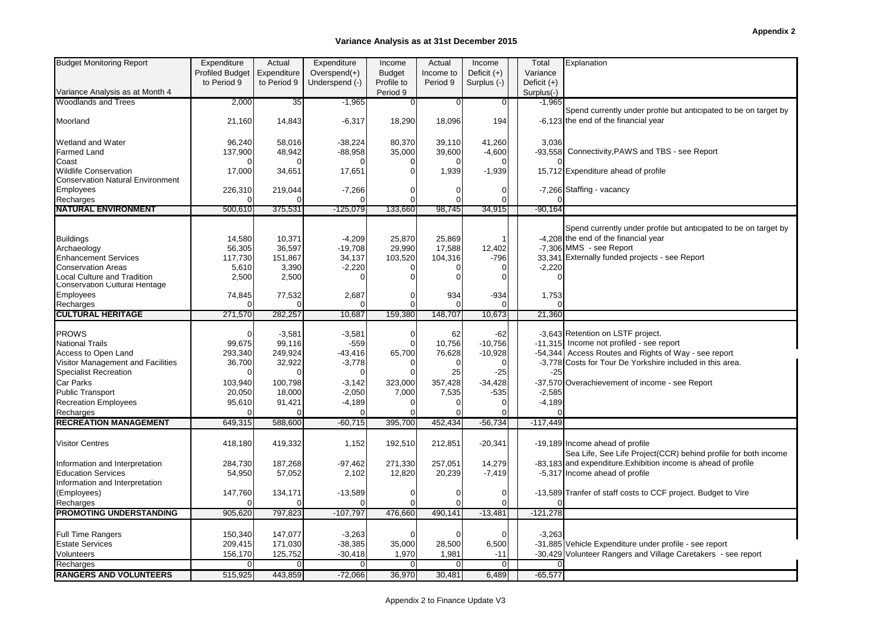**Appendix 2**

## Variance Analysis as at 31st December 2015

| Budget Monitoring Report<br>Variance Analysis as at Month 4 | Expenditure Profiled Budget to Period 9 | Actual Expenditure to Period 9 | Expenditure Overspend(+) Underspend (-) | Income Budget Profile to Period 9 | Actual Income to Period 9 | Income Deficit (+) Surplus (-) | Total Variance Deficit (+) Surplus(-) | Explanation |
|---|---|---|---|---|---|---|---|---|
| Woodlands and Trees | 2,000 | 35 | -1,965 | 0 | 0 | 0 | -1,965 | |
| Moorland | 21,160 | 14,843 | -6,317 | 18,290 | 18,096 | 194 | -6,123 | Spend currently under profile but anticipated to be on target by the end of the financial year |
| Wetland and Water | 96,240 | 58,016 | -38,224 | 80,370 | 39,110 | 41,260 | 3,036 | |
| Farmed Land | 137,900 | 48,942 | -88,958 | 35,000 | 39,600 | -4,600 | -93,558 | Connectivity,PAWS and TBS - see Report |
| Coast | 0 | 0 | 0 | 0 | 0 | 0 | 0 | |
| Wildlife Conservation | 17,000 | 34,651 | 17,651 | 0 | 1,939 | -1,939 | 15,712 | Expenditure ahead of profile |
| Conservation Natural Environment Employees | 226,310 | 219,044 | -7,266 | 0 | 0 | 0 | -7,266 | Staffing - vacancy |
| Recharges | 0 | 0 | 0 | 0 | 0 | 0 | 0 | |
| **NATURAL ENVIRONMENT** | 500,610 | 375,531 | -125,079 | 133,660 | 98,745 | 34,915 | -90,164 | |
| Buildings | 14,580 | 10,371 | -4,209 | 25,870 | 25,869 | 1 | -4,208 | Spend currently under profile but anticipated to be on target by the end of the financial year |
| Archaeology | 56,305 | 36,597 | -19,708 | 29,990 | 17,588 | 12,402 | -7,306 | MMS - see Report |
| Enhancement Services | 117,730 | 151,867 | 34,137 | 103,520 | 104,316 | -796 | 33,341 | Externally funded projects - see Report |
| Conservation Areas | 5,610 | 3,390 | -2,220 | 0 | 0 | 0 | -2,220 | |
| Local Culture and Tradition | 2,500 | 2,500 | 0 | 0 | 0 | 0 | 0 | |
| Conservation Cultural Heritage Employees | 74,845 | 77,532 | 2,687 | 0 | 934 | -934 | 1,753 | |
| Recharges | 0 | 0 | 0 | 0 | 0 | 0 | 0 | |
| **CULTURAL HERITAGE** | 271,570 | 282,257 | 10,687 | 159,380 | 148,707 | 10,673 | 21,360 | |
| PROWS | 0 | -3,581 | -3,581 | 0 | 62 | -62 | -3,643 | Retention on LSTF project. |
| National Trails | 99,675 | 99,116 | -559 | 0 | 10,756 | -10,756 | -11,315 | Income not profiled - see report |
| Access to Open Land | 293,340 | 249,924 | -43,416 | 65,700 | 76,628 | -10,928 | -54,344 | Access Routes and Rights of Way - see report |
| Visitor Management and Facilities | 36,700 | 32,922 | -3,778 | 0 | 0 | 0 | -3,778 | Costs for Tour De Yorkshire included in this area. |
| Specialist Recreation | 0 | 0 | 0 | 0 | 25 | -25 | -25 | |
| Car Parks | 103,940 | 100,798 | -3,142 | 323,000 | 357,428 | -34,428 | -37,570 | Overachievement of income - see Report |
| Public Transport | 20,050 | 18,000 | -2,050 | 7,000 | 7,535 | -535 | -2,585 | |
| Recreation Employees | 95,610 | 91,421 | -4,189 | 0 | 0 | 0 | -4,189 | |
| Recharges | 0 | 0 | 0 | 0 | 0 | 0 | 0 | |
| **RECREATION MANAGEMENT** | 649,315 | 588,600 | -60,715 | 395,700 | 452,434 | -56,734 | -117,449 | |
| Visitor Centres | 418,180 | 419,332 | 1,152 | 192,510 | 212,851 | -20,341 | -19,189 | Income ahead of profile |
| Information and Interpretation | 284,730 | 187,268 | -97,462 | 271,330 | 257,051 | 14,279 | -83,183 | Sea Life, See Life Project(CCR) behind profile for both income and expenditure.Exhibition income is ahead of profile |
| Education Services | 54,950 | 57,052 | 2,102 | 12,820 | 20,239 | -7,419 | -5,317 | Income ahead of profile |
| Information and Interpretation (Employees) | 147,760 | 134,171 | -13,589 | 0 | 0 | 0 | -13,589 | Tranfer of staff costs to CCF project. Budget to Vire |
| Recharges | 0 | 0 | 0 | 0 | 0 | 0 | 0 | |
| **PROMOTING UNDERSTANDING** | 905,620 | 797,823 | -107,797 | 476,660 | 490,141 | -13,481 | -121,278 | |
| Full Time Rangers | 150,340 | 147,077 | -3,263 | 0 | 0 | 0 | -3,263 | |
| Estate Services | 209,415 | 171,030 | -38,385 | 35,000 | 28,500 | 6,500 | -31,885 | Vehicle Expenditure under profile - see report |
| Volunteers | 156,170 | 125,752 | -30,418 | 1,970 | 1,981 | -11 | -30,429 | Volunteer Rangers and Village Caretakers - see report |
| Recharges | 0 | 0 | 0 | 0 | 0 | 0 | 0 | |
| **RANGERS AND VOLUNTEERS** | 515,925 | 443,859 | -72,066 | 36,970 | 30,481 | 6,489 | -65,577 | |

Appendix 2 to Finance Update V3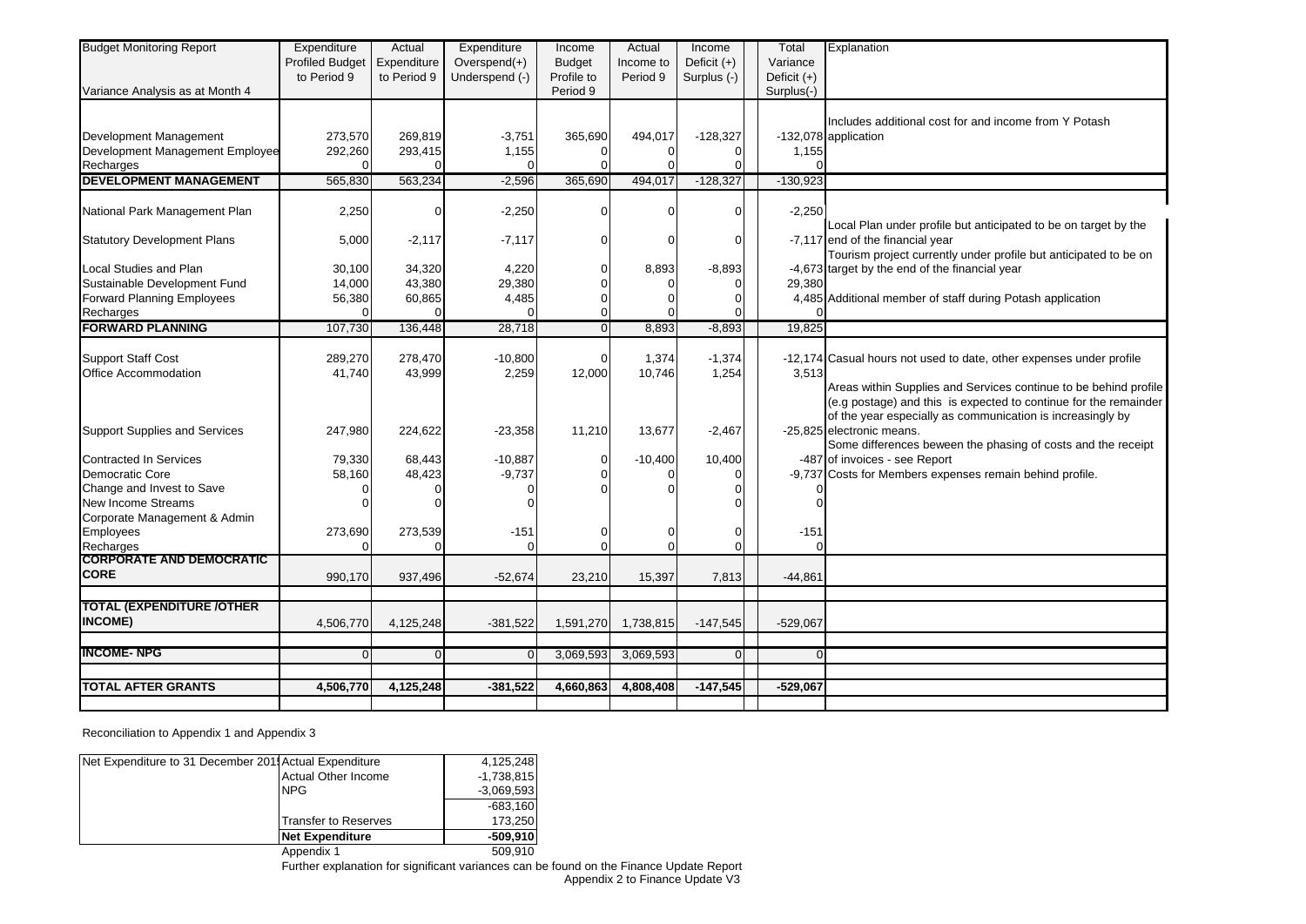| Budget Monitoring Report<br>Variance Analysis as at Month 4 | Expenditure Profiled Budget to Period 9 | Actual Expenditure to Period 9 | Expenditure Overspend(+) Underspend (-) | Income Budget Profile to Period 9 | Actual Income to Period 9 | Income Deficit (+) Surplus (-) | Total Variance Deficit (+) Surplus(-) | Explanation |
|---|---|---|---|---|---|---|---|---|
| Development Management | 273,570 | 269,819 | -3,751 | 365,690 | 494,017 | -128,327 | -132,078 | Includes additional cost for and income from Y Potash application |
| Development Management Employee | 292,260 | 293,415 | 1,155 | 0 | 0 | 0 | 1,155 | |
| Recharges | 0 | 0 | 0 | 0 | 0 | 0 | 0 | |
| **DEVELOPMENT MANAGEMENT** | 565,830 | 563,234 | -2,596 | 365,690 | 494,017 | -128,327 | -130,923 | |
| National Park Management Plan | 2,250 | 0 | -2,250 | 0 | 0 | 0 | -2,250 | |
| Statutory Development Plans | 5,000 | -2,117 | -7,117 | 0 | 0 | 0 | -7,117 | Local Plan under profile but anticipated to be on target by the end of the financial year |
| Local Studies and Plan | 30,100 | 34,320 | 4,220 | 0 | 8,893 | -8,893 | -4,673 | Tourism project currently under profile but anticipated to be on target by the end of the financial year |
| Sustainable Development Fund | 14,000 | 43,380 | 29,380 | 0 | 0 | 0 | 29,380 | |
| Forward Planning Employees | 56,380 | 60,865 | 4,485 | 0 | 0 | 0 | 4,485 | Additional member of staff during Potash application |
| Recharges | 0 | 0 | 0 | 0 | 0 | 0 | 0 | |
| **FORWARD PLANNING** | 107,730 | 136,448 | 28,718 | 0 | 8,893 | -8,893 | 19,825 | |
| Support Staff Cost | 289,270 | 278,470 | -10,800 | 0 | 1,374 | -1,374 | -12,174 | Casual hours not used to date, other expenses under profile |
| Office Accommodation | 41,740 | 43,999 | 2,259 | 12,000 | 10,746 | 1,254 | 3,513 | |
| Support Supplies and Services | 247,980 | 224,622 | -23,358 | 11,210 | 13,677 | -2,467 | -25,825 | Areas within Supplies and Services continue to be behind profile (e.g postage) and this is expected to continue for the remainder of the year especially as communication is increasingly by electronic means. |
| Contracted In Services | 79,330 | 68,443 | -10,887 | 0 | -10,400 | 10,400 | -487 | Some differences beween the phasing of costs and the receipt of invoices - see Report |
| Democratic Core | 58,160 | 48,423 | -9,737 | 0 | 0 | 0 | -9,737 | Costs for Members expenses remain behind profile. |
| Change and Invest to Save | 0 | 0 | 0 | 0 | 0 | 0 | 0 | |
| New Income Streams | 0 | 0 | 0 | | | 0 | 0 | |
| Corporate Management & Admin Employees | 273,690 | 273,539 | -151 | 0 | 0 | 0 | -151 | |
| Recharges | 0 | 0 | 0 | 0 | 0 | 0 | 0 | |
| **CORPORATE AND DEMOCRATIC CORE** | 990,170 | 937,496 | -52,674 | 23,210 | 15,397 | 7,813 | -44,861 | |
| **TOTAL (EXPENDITURE /OTHER INCOME)** | 4,506,770 | 4,125,248 | -381,522 | 1,591,270 | 1,738,815 | -147,545 | -529,067 | |
| **INCOME- NPG** | 0 | 0 | 0 | 3,069,593 | 3,069,593 | 0 | 0 | |
| **TOTAL AFTER GRANTS** | **4,506,770** | **4,125,248** | **-381,522** | **4,660,863** | **4,808,408** | **-147,545** | **-529,067** | |

Reconciliation to Appendix 1 and Appendix 3

| Net Expenditure to 31 December 201 | Actual Expenditure | 4,125,248 |
|---|---|---|
| | Actual Other Income | -1,738,815 |
| | NPG | -3,069,593 |
| | | -683,160 |
| | Transfer to Reserves | 173,250 |
| | **Net Expenditure** | **-509,910** |
| | Appendix 1 | 509,910 |

Further explanation for significant variances can be found on the Finance Update Report

Appendix 2 to Finance Update V3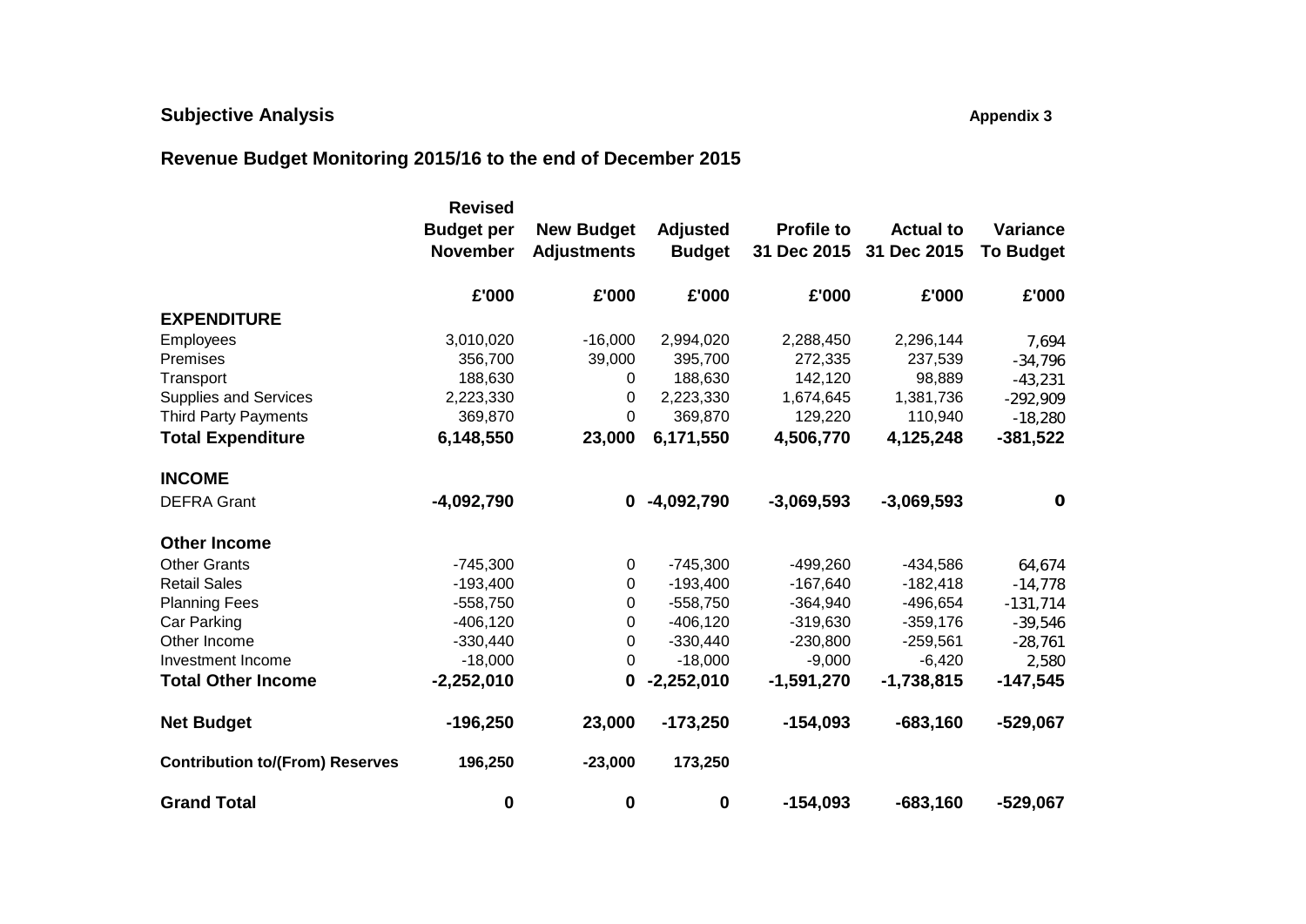**Subjective Analysis** **Appendix 3**

**Revenue Budget Monitoring 2015/16 to the end of December 2015**

| | Revised Budget per November | New Budget Adjustments | Adjusted Budget | Profile to 31 Dec 2015 | Actual to 31 Dec 2015 | Variance To Budget |
|---|---|---|---|---|---|---|
| | £'000 | £'000 | £'000 | £'000 | £'000 | £'000 |
| **EXPENDITURE** | | | | | | |
| Employees | 3,010,020 | -16,000 | 2,994,020 | 2,288,450 | 2,296,144 | 7,694 |
| Premises | 356,700 | 39,000 | 395,700 | 272,335 | 237,539 | -34,796 |
| Transport | 188,630 | 0 | 188,630 | 142,120 | 98,889 | -43,231 |
| Supplies and Services | 2,223,330 | 0 | 2,223,330 | 1,674,645 | 1,381,736 | -292,909 |
| Third Party Payments | 369,870 | 0 | 369,870 | 129,220 | 110,940 | -18,280 |
| **Total Expenditure** | **6,148,550** | **23,000** | **6,171,550** | **4,506,770** | **4,125,248** | **-381,522** |
| **INCOME** | | | | | | |
| DEFRA Grant | **-4,092,790** | **0** | **-4,092,790** | **-3,069,593** | **-3,069,593** | **0** |
| **Other Income** | | | | | | |
| Other Grants | -745,300 | 0 | -745,300 | -499,260 | -434,586 | 64,674 |
| Retail Sales | -193,400 | 0 | -193,400 | -167,640 | -182,418 | -14,778 |
| Planning Fees | -558,750 | 0 | -558,750 | -364,940 | -496,654 | -131,714 |
| Car Parking | -406,120 | 0 | -406,120 | -319,630 | -359,176 | -39,546 |
| Other Income | -330,440 | 0 | -330,440 | -230,800 | -259,561 | -28,761 |
| Investment Income | -18,000 | 0 | -18,000 | -9,000 | -6,420 | 2,580 |
| **Total Other Income** | **-2,252,010** | **0** | **-2,252,010** | **-1,591,270** | **-1,738,815** | **-147,545** |
| **Net Budget** | **-196,250** | **23,000** | **-173,250** | **-154,093** | **-683,160** | **-529,067** |
| **Contribution to/(From) Reserves** | **196,250** | **-23,000** | **173,250** | | | |
| **Grand Total** | **0** | **0** | **0** | **-154,093** | **-683,160** | **-529,067** |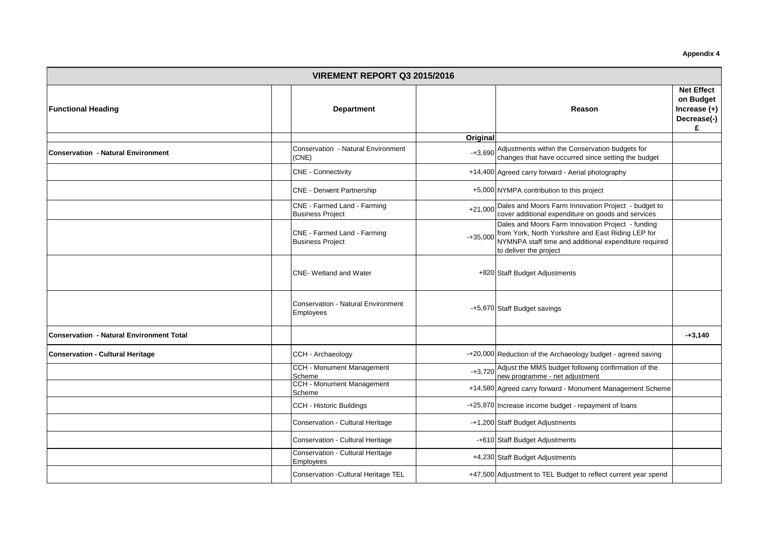Appendix 4

| VIREMENT REPORT Q3 2015/2016 | | | | | |
|---|---|---|---|---|---|
| **Functional Heading** | | **Department** | | **Reason** | **Net Effect on Budget Increase (+) Decrease(-) £** |
| | | | **Original** | | |
| **Conservation - Natural Environment** | | Conservation - Natural Environment (CNE) | -+3,690 | Adjustments within the Conservation budgets for changes that have occurred since setting the budget | |
| | | CNE - Connectivity | +14,400 | Agreed carry forward - Aerial photography | |
| | | CNE - Derwent Partnership | +5,000 | NYMPA contribution to this project | |
| | | CNE - Farmed Land - Farming Business Project | +21,000 | Dales and Moors Farm Innovation Project - budget to cover additional expenditure on goods and services | |
| | | CNE - Farmed Land - Farming Business Project | -+35,000 | Dales and Moors Farm Innovation Project - funding from York, North Yorkshire and East Riding LEP for NYMNPA staff time and additional expenditure required to deliver the project | |
| | | CNE- Wetland and Water | +820 | Staff Budget Adjustments | |
| | | Conservation - Natural Environment Employees | -+5,670 | Staff Budget savings | |
| **Conservation - Natural Environment Total** | | | | | **-+3,140** |
| **Conservation - Cultural Heritage** | | CCH - Archaeology | -+20,000 | Reduction of the Archaeology budget - agreed saving | |
| | | CCH - Monument Management Scheme | -+3,720 | Adjust the MMS budget following confirmation of the new programme - net adjustment | |
| | | CCH - Monument Management Scheme | +14,580 | Agreed carry forward - Monument Management Scheme | |
| | | CCH - Historic Buildings | -+25,870 | Increase income budget - repayment of loans | |
| | | Conservation - Cultural Heritage | -+1,200 | Staff Budget Adjustments | |
| | | Conservation - Cultural Heritage | -+610 | Staff Budget Adjustments | |
| | | Conservation - Cultural Heritage Employees | +4,230 | Staff Budget Adjustments | |
| | | Conservation -Cultural Heritage TEL | +47,500 | Adjustment to TEL Budget to reflect current year spend | |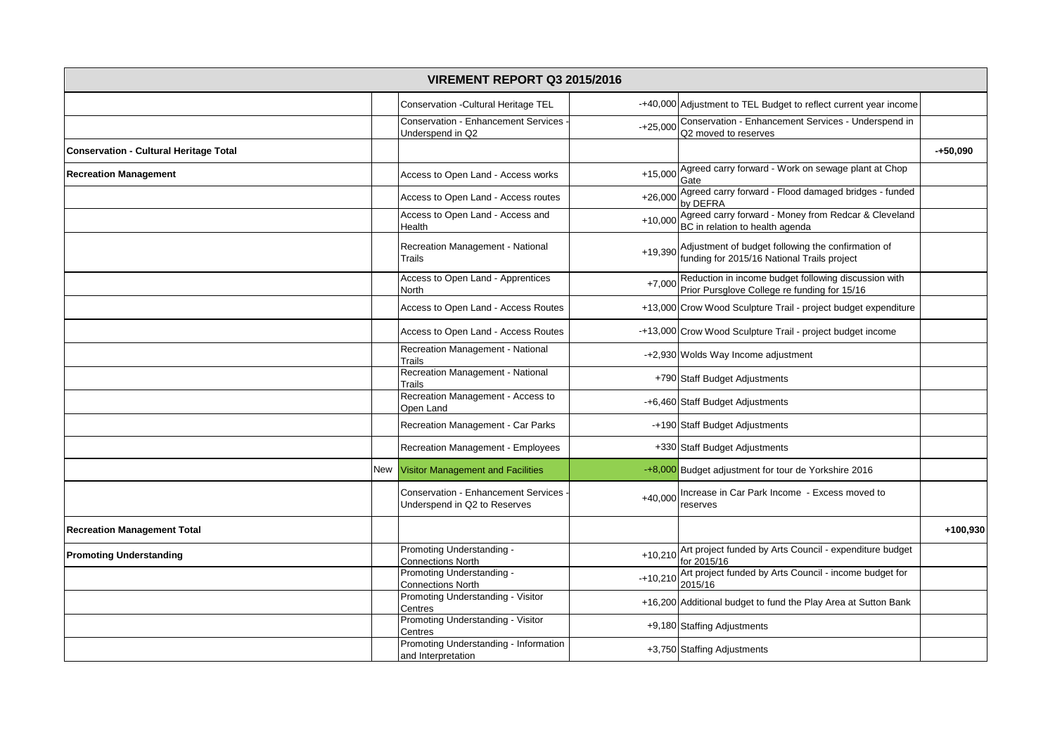| VIREMENT REPORT Q3 2015/2016 | | | | | |
|---|---|---|---|---|---|
| | | Conservation -Cultural Heritage TEL | -+40,000 | Adjustment to TEL Budget to reflect current year income | |
| | | Conservation - Enhancement Services - Underspend in Q2 | -+25,000 | Conservation - Enhancement Services - Underspend in Q2 moved to reserves | |
| **Conservation - Cultural Heritage Total** | | | | | **-+50,090** |
| **Recreation Management** | | Access to Open Land - Access works | +15,000 | Agreed carry forward - Work on sewage plant at Chop Gate | |
| | | Access to Open Land - Access routes | +26,000 | Agreed carry forward - Flood damaged bridges - funded by DEFRA | |
| | | Access to Open Land - Access and Health | +10,000 | Agreed carry forward - Money from Redcar & Cleveland BC in relation to health agenda | |
| | | Recreation Management - National Trails | +19,390 | Adjustment of budget following the confirmation of funding for 2015/16 National Trails project | |
| | | Access to Open Land - Apprentices North | +7,000 | Reduction in income budget following discussion with Prior Pursglove College re funding for 15/16 | |
| | | Access to Open Land - Access Routes | +13,000 | Crow Wood Sculpture Trail - project budget expenditure | |
| | | Access to Open Land - Access Routes | -+13,000 | Crow Wood Sculpture Trail - project budget income | |
| | | Recreation Management - National Trails | -+2,930 | Wolds Way Income adjustment | |
| | | Recreation Management - National Trails | +790 | Staff Budget Adjustments | |
| | | Recreation Management - Access to Open Land | -+6,460 | Staff Budget Adjustments | |
| | | Recreation Management - Car Parks | -+190 | Staff Budget Adjustments | |
| | | Recreation Management - Employees | +330 | Staff Budget Adjustments | |
| | New | Visitor Management and Facilities | -+8,000 | Budget adjustment for tour de Yorkshire 2016 | |
| | | Conservation - Enhancement Services - Underspend in Q2 to Reserves | +40,000 | Increase in Car Park Income - Excess moved to reserves | |
| **Recreation Management Total** | | | | | **+100,930** |
| **Promoting Understanding** | | Promoting Understanding - Connections North | +10,210 | Art project funded by Arts Council - expenditure budget for 2015/16 | |
| | | Promoting Understanding - Connections North | -+10,210 | Art project funded by Arts Council - income budget for 2015/16 | |
| | | Promoting Understanding - Visitor Centres | +16,200 | Additional budget to fund the Play Area at Sutton Bank | |
| | | Promoting Understanding - Visitor Centres | +9,180 | Staffing Adjustments | |
| | | Promoting Understanding - Information and Interpretation | +3,750 | Staffing Adjustments | |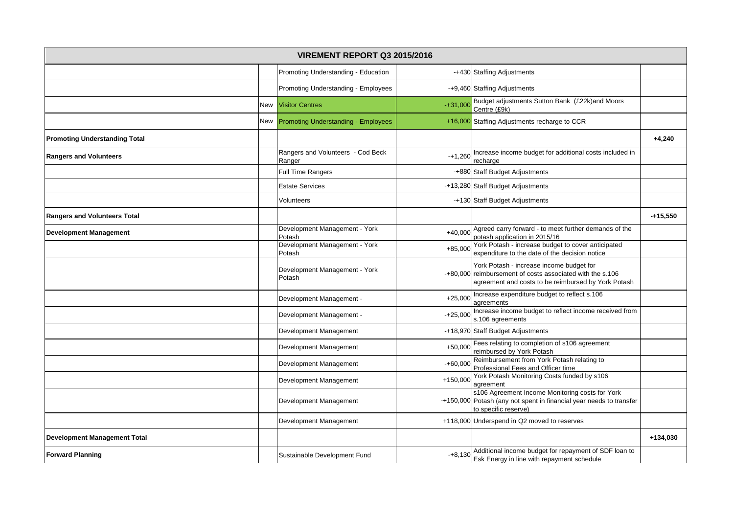| VIREMENT REPORT Q3 2015/2016 | | | | | |
|---|---|---|---|---|---|
| | | Promoting Understanding - Education | -+430 | Staffing Adjustments | |
| | | Promoting Understanding - Employees | -+9,460 | Staffing Adjustments | |
| | New | Visitor Centres | -+31,000 | Budget adjustments Sutton Bank (£22k)and Moors Centre (£9k) | |
| | New | Promoting Understanding - Employees | +16,000 | Staffing Adjustments recharge to CCR | |
| **Promoting Understanding Total** | | | | | **+4,240** |
| **Rangers and Volunteers** | | Rangers and Volunteers - Cod Beck Ranger | -+1,260 | Increase income budget for additional costs included in recharge | |
| | | Full Time Rangers | -+880 | Staff Budget Adjustments | |
| | | Estate Services | -+13,280 | Staff Budget Adjustments | |
| | | Volunteers | -+130 | Staff Budget Adjustments | |
| **Rangers and Volunteers Total** | | | | | **-+15,550** |
| **Development Management** | | Development Management - York Potash | +40,000 | Agreed carry forward - to meet further demands of the potash application in 2015/16 | |
| | | Development Management - York Potash | +85,000 | York Potash - increase budget to cover anticipated expenditure to the date of the decision notice | |
| | | Development Management - York Potash | -+80,000 | York Potash - increase income budget for reimbursement of costs associated with the s.106 agreement and costs to be reimbursed by York Potash | |
| | | Development Management - | +25,000 | Increase expenditure budget to reflect s.106 agreements | |
| | | Development Management - | -+25,000 | Increase income budget to reflect income received from s.106 agreements | |
| | | Development Management | -+18,970 | Staff Budget Adjustments | |
| | | Development Management | +50,000 | Fees relating to completion of s106 agreement reimbursed by York Potash | |
| | | Development Management | -+60,000 | Reimbursement from York Potash relating to Professional Fees and Officer time | |
| | | Development Management | +150,000 | York Potash Monitoring Costs funded by s106 agreement | |
| | | Development Management | -+150,000 | s106 Agreement Income Monitoring costs for York Potash (any not spent in financial year needs to transfer to specific reserve) | |
| | | Development Management | +118,000 | Underspend in Q2 moved to reserves | |
| **Development Management Total** | | | | | **+134,030** |
| **Forward Planning** | | Sustainable Development Fund | -+8,130 | Additional income budget for repayment of SDF loan to Esk Energy in line with repayment schedule | |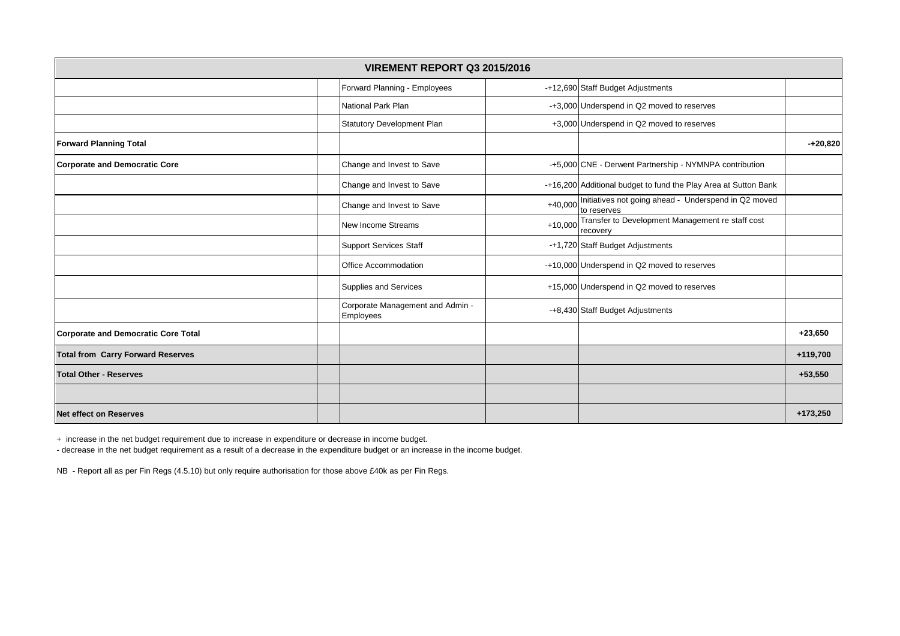| VIREMENT REPORT Q3 2015/2016 | | | | | |
|---|---|---|---|---|---|
| | | Forward Planning - Employees | -+12,690 | Staff Budget Adjustments | |
| | | National Park Plan | -+3,000 | Underspend in Q2 moved to reserves | |
| | | Statutory Development Plan | +3,000 | Underspend in Q2 moved to reserves | |
| **Forward Planning Total** | | | | | **-+20,820** |
| **Corporate and Democratic Core** | | Change and Invest to Save | -+5,000 | CNE - Derwent Partnership - NYMNPA contribution | |
| | | Change and Invest to Save | -+16,200 | Additional budget to fund the Play Area at Sutton Bank | |
| | | Change and Invest to Save | +40,000 | Initiatives not going ahead - Underspend in Q2 moved to reserves | |
| | | New Income Streams | +10,000 | Transfer to Development Management re staff cost recovery | |
| | | Support Services Staff | -+1,720 | Staff Budget Adjustments | |
| | | Office Accommodation | -+10,000 | Underspend in Q2 moved to reserves | |
| | | Supplies and Services | +15,000 | Underspend in Q2 moved to reserves | |
| | | Corporate Management and Admin - Employees | -+8,430 | Staff Budget Adjustments | |
| **Corporate and Democratic Core Total** | | | | | **+23,650** |
| **Total from Carry Forward Reserves** | | | | | **+119,700** |
| **Total Other - Reserves** | | | | | **+53,550** |
| | | | | | |
| **Net effect on Reserves** | | | | | **+173,250** |

+ increase in the net budget requirement due to increase in expenditure or decrease in income budget.

- decrease in the net budget requirement as a result of a decrease in the expenditure budget or an increase in the income budget.

NB - Report all as per Fin Regs (4.5.10) but only require authorisation for those above £40k as per Fin Regs.